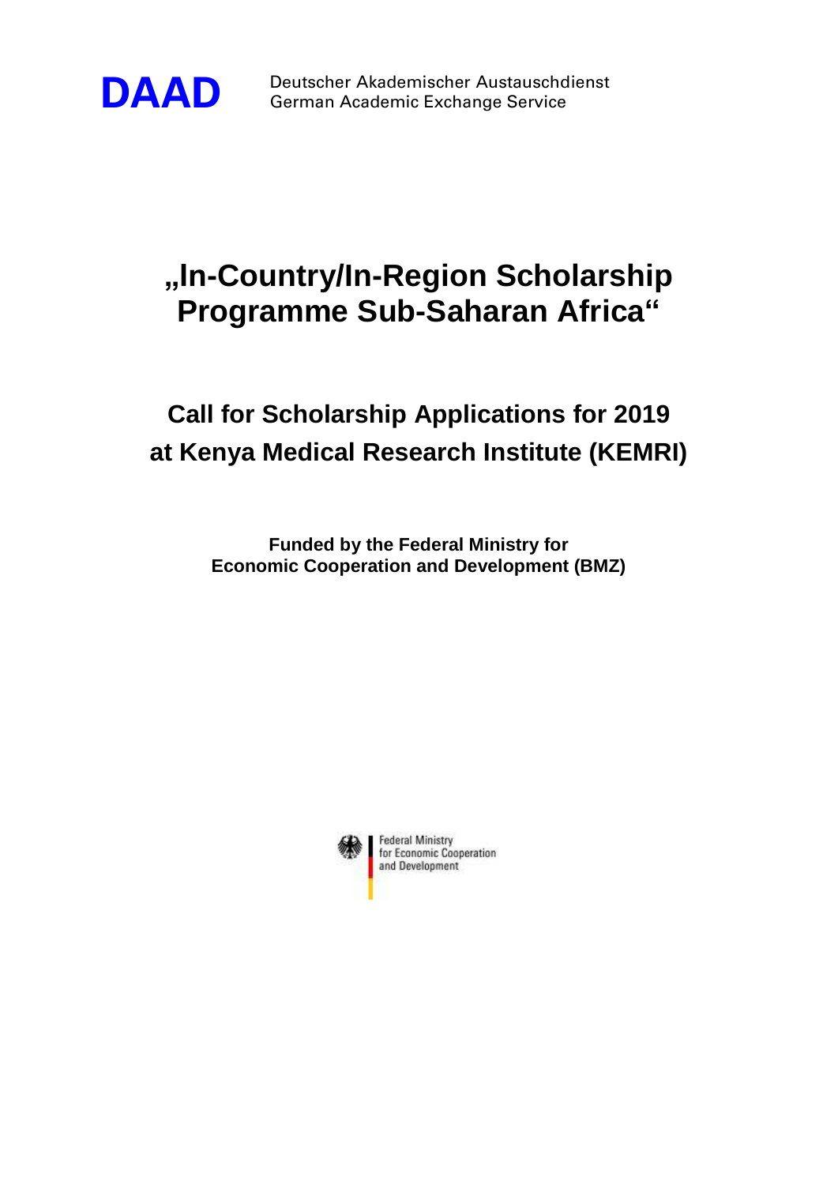**DAAD** Deutscher Akademischer Austauschdienst
German Academic Exchange Service

# „In-Country/In-Region Scholarship Programme Sub-Saharan Africa"

## Call for Scholarship Applications for 2019 at Kenya Medical Research Institute (KEMRI)

**Funded by the Federal Ministry for Economic Cooperation and Development (BMZ)**

Federal Ministry
for Economic Cooperation
and Development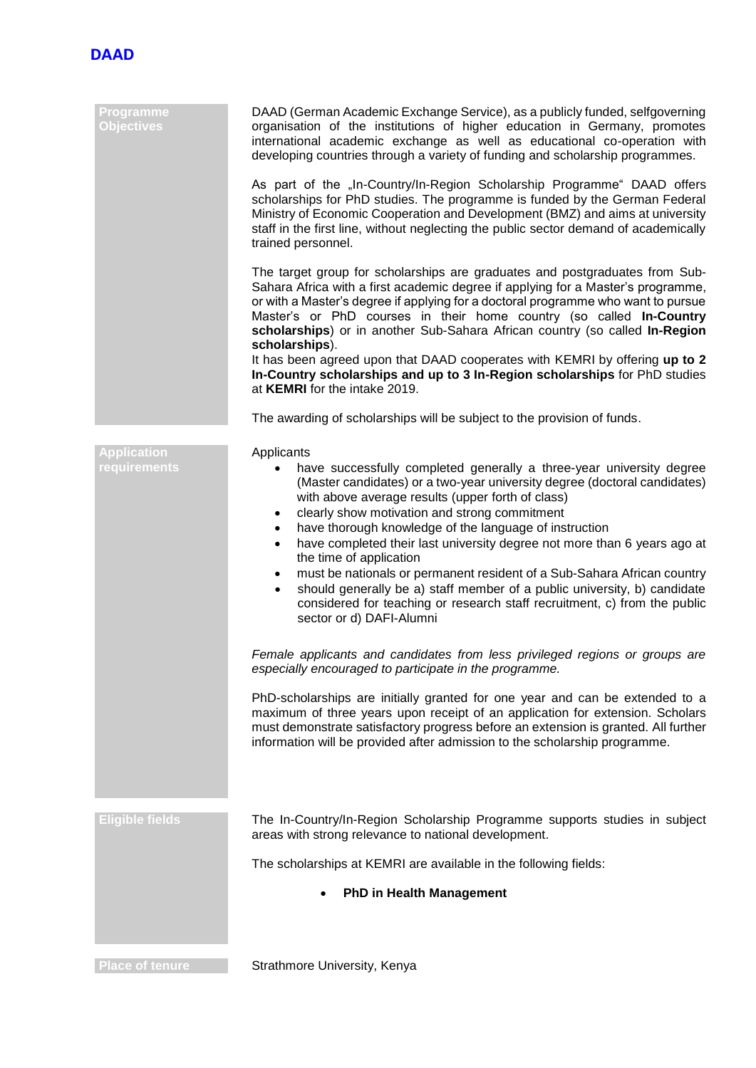**DAAD**

**Programme Objectives**

DAAD (German Academic Exchange Service), as a publicly funded, selfgoverning organisation of the institutions of higher education in Germany, promotes international academic exchange as well as educational co-operation with developing countries through a variety of funding and scholarship programmes.

As part of the „In-Country/In-Region Scholarship Programme" DAAD offers scholarships for PhD studies. The programme is funded by the German Federal Ministry of Economic Cooperation and Development (BMZ) and aims at university staff in the first line, without neglecting the public sector demand of academically trained personnel.

The target group for scholarships are graduates and postgraduates from Sub-Sahara Africa with a first academic degree if applying for a Master's programme, or with a Master's degree if applying for a doctoral programme who want to pursue Master's or PhD courses in their home country (so called **In-Country scholarships**) or in another Sub-Sahara African country (so called **In-Region scholarships**).
It has been agreed upon that DAAD cooperates with KEMRI by offering **up to 2 In-Country scholarships and up to 3 In-Region scholarships** for PhD studies at **KEMRI** for the intake 2019.

The awarding of scholarships will be subject to the provision of funds.

**Application requirements**

Applicants

- have successfully completed generally a three-year university degree (Master candidates) or a two-year university degree (doctoral candidates) with above average results (upper forth of class)
- clearly show motivation and strong commitment
- have thorough knowledge of the language of instruction
- have completed their last university degree not more than 6 years ago at the time of application
- must be nationals or permanent resident of a Sub-Sahara African country
- should generally be a) staff member of a public university, b) candidate considered for teaching or research staff recruitment, c) from the public sector or d) DAFI-Alumni

*Female applicants and candidates from less privileged regions or groups are especially encouraged to participate in the programme.*

PhD-scholarships are initially granted for one year and can be extended to a maximum of three years upon receipt of an application for extension. Scholars must demonstrate satisfactory progress before an extension is granted. All further information will be provided after admission to the scholarship programme.

**Eligible fields**

The In-Country/In-Region Scholarship Programme supports studies in subject areas with strong relevance to national development.

The scholarships at KEMRI are available in the following fields:

- **PhD in Health Management**

**Place of tenure**

Strathmore University, Kenya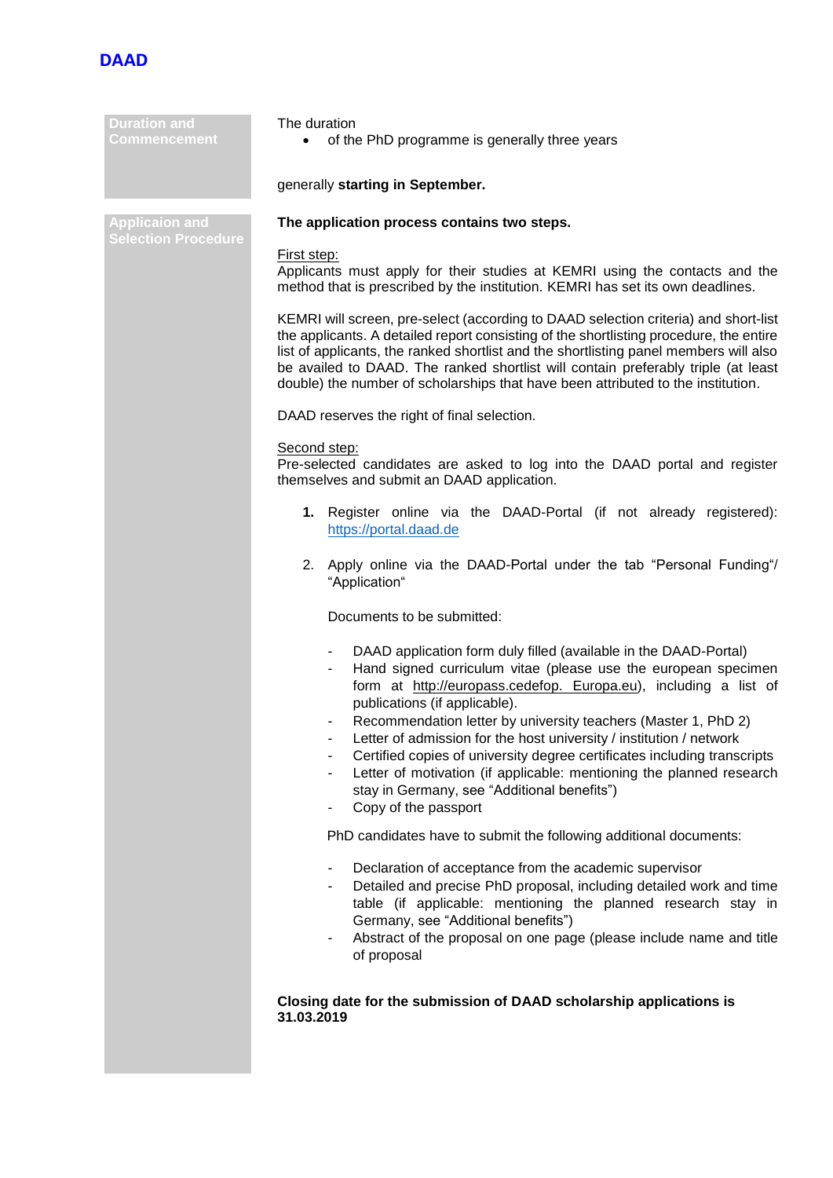**DAAD**

| | |
|---|---|
| **Duration and Commencement** | The duration<br>• of the PhD programme is generally three years<br><br>generally **starting in September.** |
| **Applicaion and Selection Procedure** | **The application process contains two steps.** |

### Duration and Commencement

The duration

- of the PhD programme is generally three years

generally **starting in September.**

### Applicaion and Selection Procedure

**The application process contains two steps.**

First step:
Applicants must apply for their studies at KEMRI using the contacts and the method that is prescribed by the institution. KEMRI has set its own deadlines.

KEMRI will screen, pre-select (according to DAAD selection criteria) and short-list the applicants. A detailed report consisting of the shortlisting procedure, the entire list of applicants, the ranked shortlist and the shortlisting panel members will also be availed to DAAD. The ranked shortlist will contain preferably triple (at least double) the number of scholarships that have been attributed to the institution.

DAAD reserves the right of final selection.

Second step:
Pre-selected candidates are asked to log into the DAAD portal and register themselves and submit an DAAD application.

1. Register online via the DAAD-Portal (if not already registered): https://portal.daad.de

2. Apply online via the DAAD-Portal under the tab "Personal Funding"/ "Application"

   Documents to be submitted:

   - DAAD application form duly filled (available in the DAAD-Portal)
   - Hand signed curriculum vitae (please use the european specimen form at http://europass.cedefop. Europa.eu), including a list of publications (if applicable).
   - Recommendation letter by university teachers (Master 1, PhD 2)
   - Letter of admission for the host university / institution / network
   - Certified copies of university degree certificates including transcripts
   - Letter of motivation (if applicable: mentioning the planned research stay in Germany, see "Additional benefits")
   - Copy of the passport

   PhD candidates have to submit the following additional documents:

   - Declaration of acceptance from the academic supervisor
   - Detailed and precise PhD proposal, including detailed work and time table (if applicable: mentioning the planned research stay in Germany, see "Additional benefits")
   - Abstract of the proposal on one page (please include name and title of proposal

**Closing date for the submission of DAAD scholarship applications is 31.03.2019**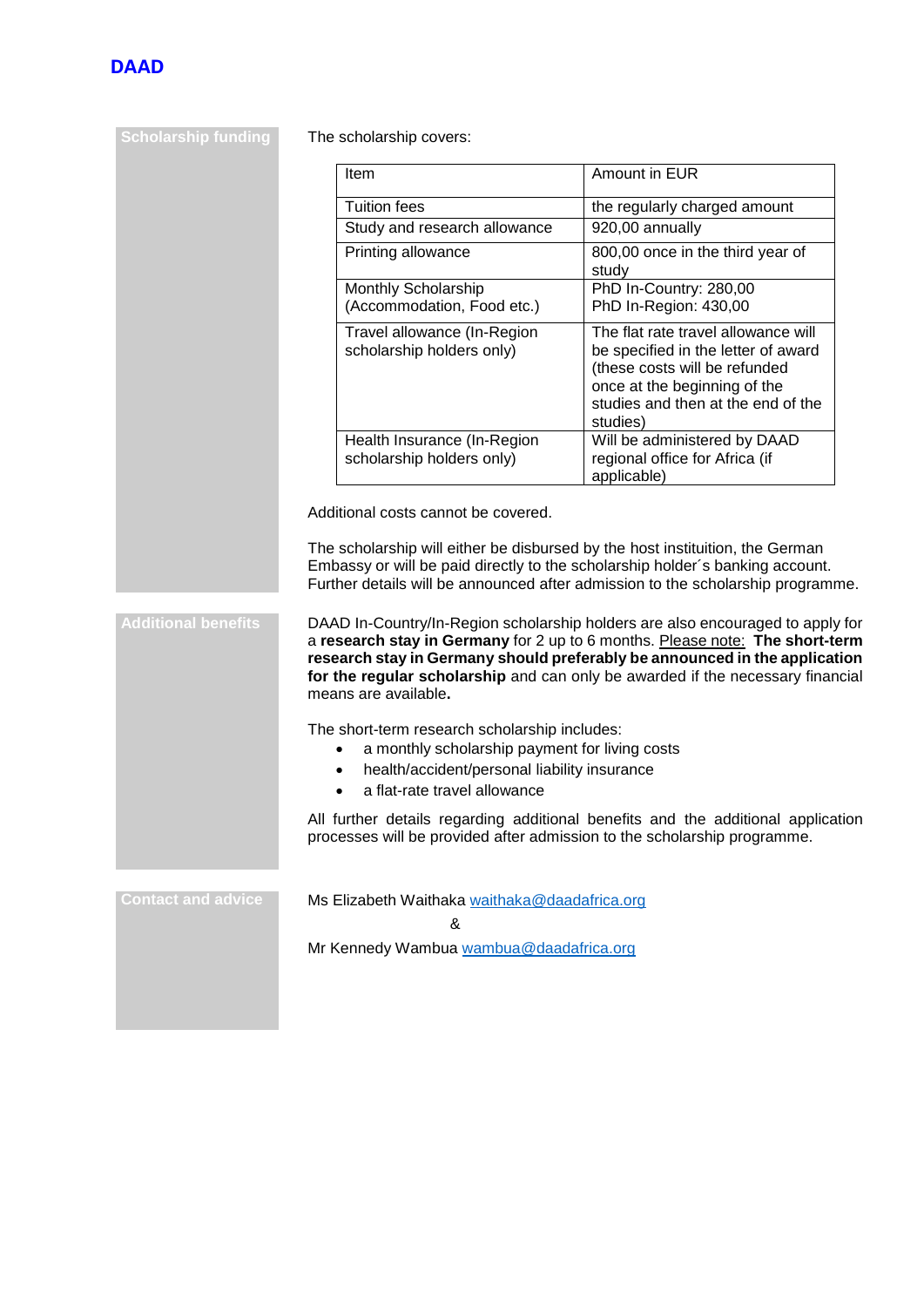## Scholarship funding

The scholarship covers:

| Item | Amount in EUR |
|---|---|
| Tuition fees | the regularly charged amount |
| Study and research allowance | 920,00 annually |
| Printing allowance | 800,00 once in the third year of study |
| Monthly Scholarship (Accommodation, Food etc.) | PhD In-Country: 280,00<br>PhD In-Region: 430,00 |
| Travel allowance (In-Region scholarship holders only) | The flat rate travel allowance will be specified in the letter of award (these costs will be refunded once at the beginning of the studies and then at the end of the studies) |
| Health Insurance (In-Region scholarship holders only) | Will be administered by DAAD regional office for Africa (if applicable) |

Additional costs cannot be covered.

The scholarship will either be disbursed by the host instituition, the German Embassy or will be paid directly to the scholarship holder´s banking account. Further details will be announced after admission to the scholarship programme.

## Additional benefits

DAAD In-Country/In-Region scholarship holders are also encouraged to apply for a **research stay in Germany** for 2 up to 6 months. Please note: **The short-term research stay in Germany should preferably be announced in the application for the regular scholarship** and can only be awarded if the necessary financial means are available**.**

The short-term research scholarship includes:

- a monthly scholarship payment for living costs
- health/accident/personal liability insurance
- a flat-rate travel allowance

All further details regarding additional benefits and the additional application processes will be provided after admission to the scholarship programme.

## Contact and advice

Ms Elizabeth Waithaka waithaka@daadafrica.org

&

Mr Kennedy Wambua wambua@daadafrica.org